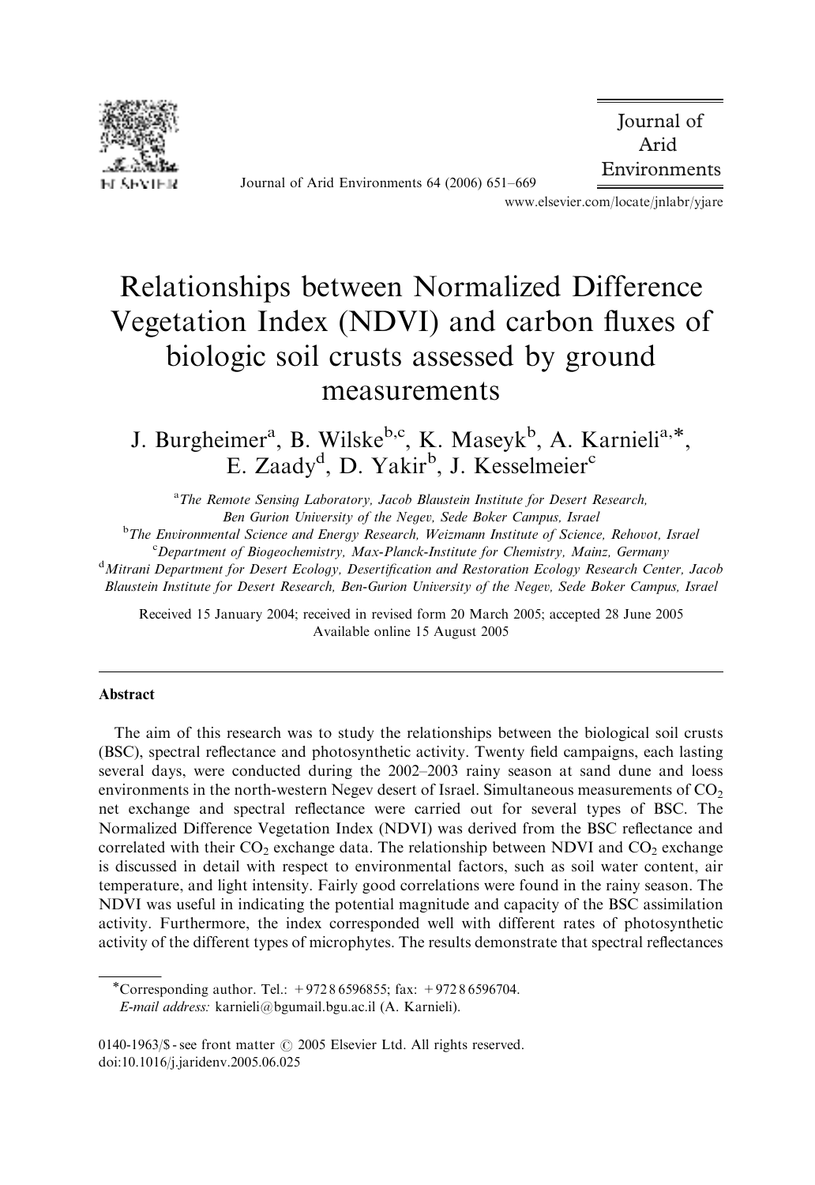# Relationships between Normalized Difference Vegetation Index (NDVI) and carbon fluxes of biologic soil crusts assessed by ground measurements

J. Burgheimer[a], B. Wilske[b,c], K. Maseyk[b], A. Karnieli[a,*], E. Zaady[d], D. Yakir[b], J. Kesselmeier[c]

[a] *The Remote Sensing Laboratory, Jacob Blaustein Institute for Desert Research, Ben Gurion University of the Negev, Sede Boker Campus, Israel*

[b] *The Environmental Science and Energy Research, Weizmann Institute of Science, Rehovot, Israel*

[c] *Department of Biogeochemistry, Max-Planck-Institute for Chemistry, Mainz, Germany*

[d] *Mitrani Department for Desert Ecology, Desertification and Restoration Ecology Research Center, Jacob Blaustein Institute for Desert Research, Ben-Gurion University of the Negev, Sede Boker Campus, Israel*

Received 15 January 2004; received in revised form 20 March 2005; accepted 28 June 2005
Available online 15 August 2005

## Abstract

The aim of this research was to study the relationships between the biological soil crusts (BSC), spectral reflectance and photosynthetic activity. Twenty field campaigns, each lasting several days, were conducted during the 2002–2003 rainy season at sand dune and loess environments in the north-western Negev desert of Israel. Simultaneous measurements of $CO_2$ net exchange and spectral reflectance were carried out for several types of BSC. The Normalized Difference Vegetation Index (NDVI) was derived from the BSC reflectance and correlated with their $CO_2$ exchange data. The relationship between NDVI and $CO_2$ exchange is discussed in detail with respect to environmental factors, such as soil water content, air temperature, and light intensity. Fairly good correlations were found in the rainy season. The NDVI was useful in indicating the potential magnitude and capacity of the BSC assimilation activity. Furthermore, the index corresponded well with different rates of photosynthetic activity of the different types of microphytes. The results demonstrate that spectral reflectances

*Corresponding author. Tel.: +972 8 6596855; fax: +972 8 6596704.
*E-mail address:* karnieli@bgumail.bgu.ac.il (A. Karnieli).

0140-1963/$ - see front matter © 2005 Elsevier Ltd. All rights reserved.
doi:10.1016/j.jaridenv.2005.06.025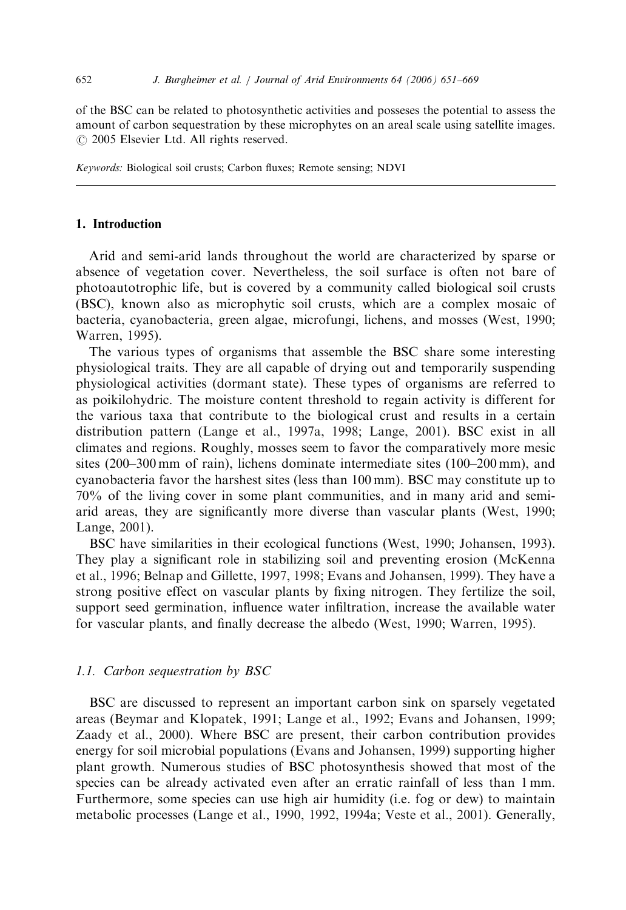of the BSC can be related to photosynthetic activities and posseses the potential to assess the amount of carbon sequestration by these microphytes on an areal scale using satellite images.
© 2005 Elsevier Ltd. All rights reserved.

*Keywords:* Biological soil crusts; Carbon fluxes; Remote sensing; NDVI

## 1. Introduction

Arid and semi-arid lands throughout the world are characterized by sparse or absence of vegetation cover. Nevertheless, the soil surface is often not bare of photoautotrophic life, but is covered by a community called biological soil crusts (BSC), known also as microphytic soil crusts, which are a complex mosaic of bacteria, cyanobacteria, green algae, microfungi, lichens, and mosses (West, 1990; Warren, 1995).

The various types of organisms that assemble the BSC share some interesting physiological traits. They are all capable of drying out and temporarily suspending physiological activities (dormant state). These types of organisms are referred to as poikilohydric. The moisture content threshold to regain activity is different for the various taxa that contribute to the biological crust and results in a certain distribution pattern (Lange et al., 1997a, 1998; Lange, 2001). BSC exist in all climates and regions. Roughly, mosses seem to favor the comparatively more mesic sites (200–300 mm of rain), lichens dominate intermediate sites (100–200 mm), and cyanobacteria favor the harshest sites (less than 100 mm). BSC may constitute up to 70% of the living cover in some plant communities, and in many arid and semi-arid areas, they are significantly more diverse than vascular plants (West, 1990; Lange, 2001).

BSC have similarities in their ecological functions (West, 1990; Johansen, 1993). They play a significant role in stabilizing soil and preventing erosion (McKenna et al., 1996; Belnap and Gillette, 1997, 1998; Evans and Johansen, 1999). They have a strong positive effect on vascular plants by fixing nitrogen. They fertilize the soil, support seed germination, influence water infiltration, increase the available water for vascular plants, and finally decrease the albedo (West, 1990; Warren, 1995).

### 1.1. Carbon sequestration by BSC

BSC are discussed to represent an important carbon sink on sparsely vegetated areas (Beymar and Klopatek, 1991; Lange et al., 1992; Evans and Johansen, 1999; Zaady et al., 2000). Where BSC are present, their carbon contribution provides energy for soil microbial populations (Evans and Johansen, 1999) supporting higher plant growth. Numerous studies of BSC photosynthesis showed that most of the species can be already activated even after an erratic rainfall of less than 1 mm. Furthermore, some species can use high air humidity (i.e. fog or dew) to maintain metabolic processes (Lange et al., 1990, 1992, 1994a; Veste et al., 2001). Generally,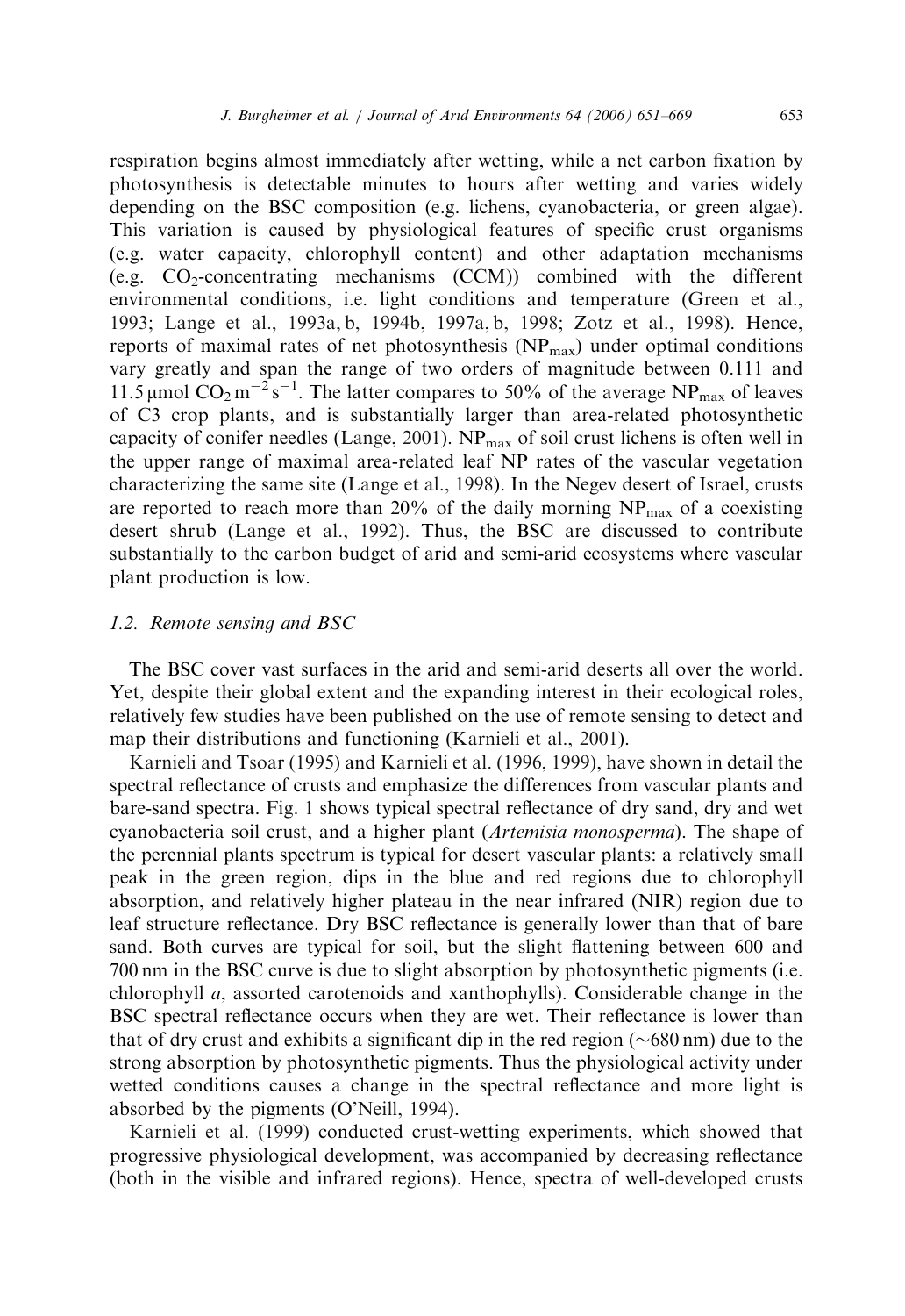respiration begins almost immediately after wetting, while a net carbon fixation by photosynthesis is detectable minutes to hours after wetting and varies widely depending on the BSC composition (e.g. lichens, cyanobacteria, or green algae). This variation is caused by physiological features of specific crust organisms (e.g. water capacity, chlorophyll content) and other adaptation mechanisms (e.g. $CO_2$-concentrating mechanisms (CCM)) combined with the different environmental conditions, i.e. light conditions and temperature (Green et al., 1993; Lange et al., 1993a, b, 1994b, 1997a, b, 1998; Zotz et al., 1998). Hence, reports of maximal rates of net photosynthesis ($NP_{max}$) under optimal conditions vary greatly and span the range of two orders of magnitude between 0.111 and 11.5 $\mu$mol $CO_2\,m^{-2}\,s^{-1}$. The latter compares to 50% of the average $NP_{max}$ of leaves of C3 crop plants, and is substantially larger than area-related photosynthetic capacity of conifer needles (Lange, 2001). $NP_{max}$ of soil crust lichens is often well in the upper range of maximal area-related leaf NP rates of the vascular vegetation characterizing the same site (Lange et al., 1998). In the Negev desert of Israel, crusts are reported to reach more than 20% of the daily morning $NP_{max}$ of a coexisting desert shrub (Lange et al., 1992). Thus, the BSC are discussed to contribute substantially to the carbon budget of arid and semi-arid ecosystems where vascular plant production is low.

### 1.2. Remote sensing and BSC

The BSC cover vast surfaces in the arid and semi-arid deserts all over the world. Yet, despite their global extent and the expanding interest in their ecological roles, relatively few studies have been published on the use of remote sensing to detect and map their distributions and functioning (Karnieli et al., 2001).

Karnieli and Tsoar (1995) and Karnieli et al. (1996, 1999), have shown in detail the spectral reflectance of crusts and emphasize the differences from vascular plants and bare-sand spectra. Fig. 1 shows typical spectral reflectance of dry sand, dry and wet cyanobacteria soil crust, and a higher plant (*Artemisia monosperma*). The shape of the perennial plants spectrum is typical for desert vascular plants: a relatively small peak in the green region, dips in the blue and red regions due to chlorophyll absorption, and relatively higher plateau in the near infrared (NIR) region due to leaf structure reflectance. Dry BSC reflectance is generally lower than that of bare sand. Both curves are typical for soil, but the slight flattening between 600 and 700 nm in the BSC curve is due to slight absorption by photosynthetic pigments (i.e. chlorophyll *a*, assorted carotenoids and xanthophylls). Considerable change in the BSC spectral reflectance occurs when they are wet. Their reflectance is lower than that of dry crust and exhibits a significant dip in the red region (~680 nm) due to the strong absorption by photosynthetic pigments. Thus the physiological activity under wetted conditions causes a change in the spectral reflectance and more light is absorbed by the pigments (O'Neill, 1994).

Karnieli et al. (1999) conducted crust-wetting experiments, which showed that progressive physiological development, was accompanied by decreasing reflectance (both in the visible and infrared regions). Hence, spectra of well-developed crusts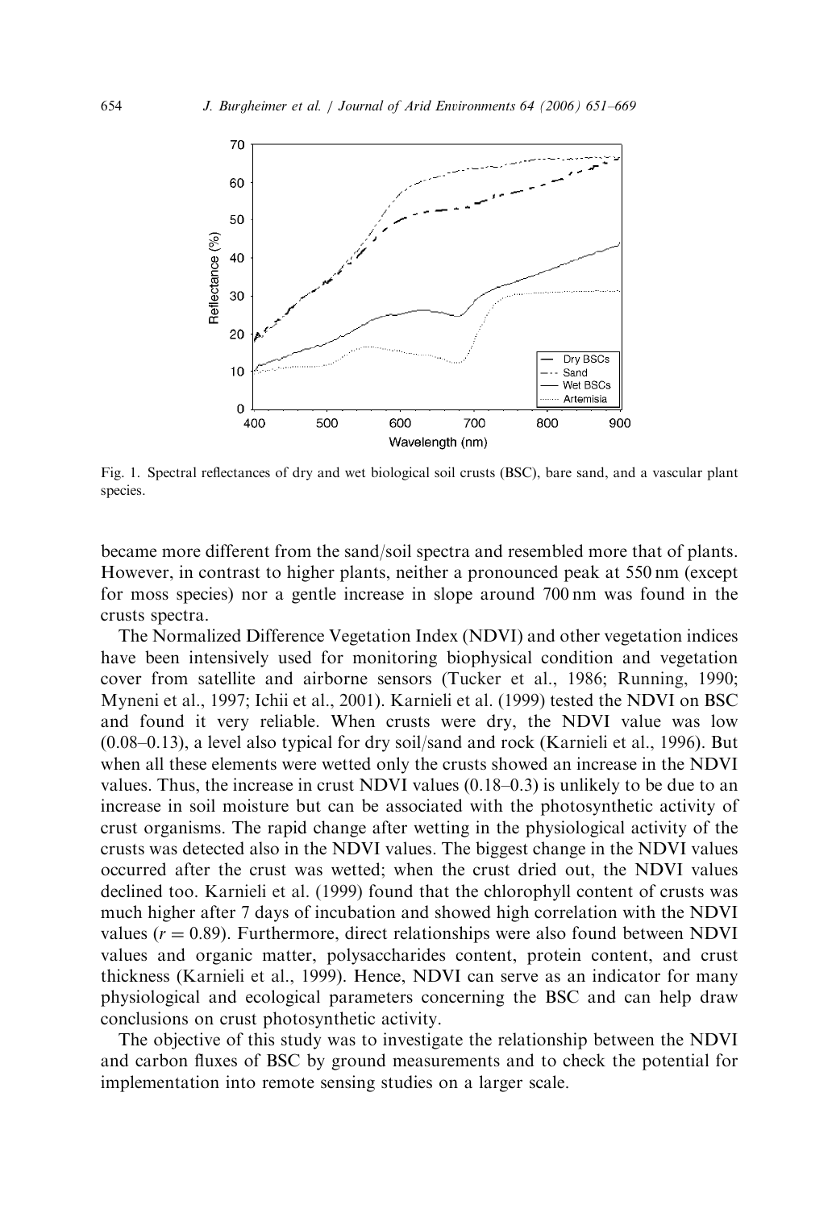Fig. 1. Spectral reflectances of dry and wet biological soil crusts (BSC), bare sand, and a vascular plant species.

became more different from the sand/soil spectra and resembled more that of plants. However, in contrast to higher plants, neither a pronounced peak at 550 nm (except for moss species) nor a gentle increase in slope around 700 nm was found in the crusts spectra.

The Normalized Difference Vegetation Index (NDVI) and other vegetation indices have been intensively used for monitoring biophysical condition and vegetation cover from satellite and airborne sensors (Tucker et al., 1986; Running, 1990; Myneni et al., 1997; Ichii et al., 2001). Karnieli et al. (1999) tested the NDVI on BSC and found it very reliable. When crusts were dry, the NDVI value was low (0.08–0.13), a level also typical for dry soil/sand and rock (Karnieli et al., 1996). But when all these elements were wetted only the crusts showed an increase in the NDVI values. Thus, the increase in crust NDVI values (0.18–0.3) is unlikely to be due to an increase in soil moisture but can be associated with the photosynthetic activity of crust organisms. The rapid change after wetting in the physiological activity of the crusts was detected also in the NDVI values. The biggest change in the NDVI values occurred after the crust was wetted; when the crust dried out, the NDVI values declined too. Karnieli et al. (1999) found that the chlorophyll content of crusts was much higher after 7 days of incubation and showed high correlation with the NDVI values ($r = 0.89$). Furthermore, direct relationships were also found between NDVI values and organic matter, polysaccharides content, protein content, and crust thickness (Karnieli et al., 1999). Hence, NDVI can serve as an indicator for many physiological and ecological parameters concerning the BSC and can help draw conclusions on crust photosynthetic activity.

The objective of this study was to investigate the relationship between the NDVI and carbon fluxes of BSC by ground measurements and to check the potential for implementation into remote sensing studies on a larger scale.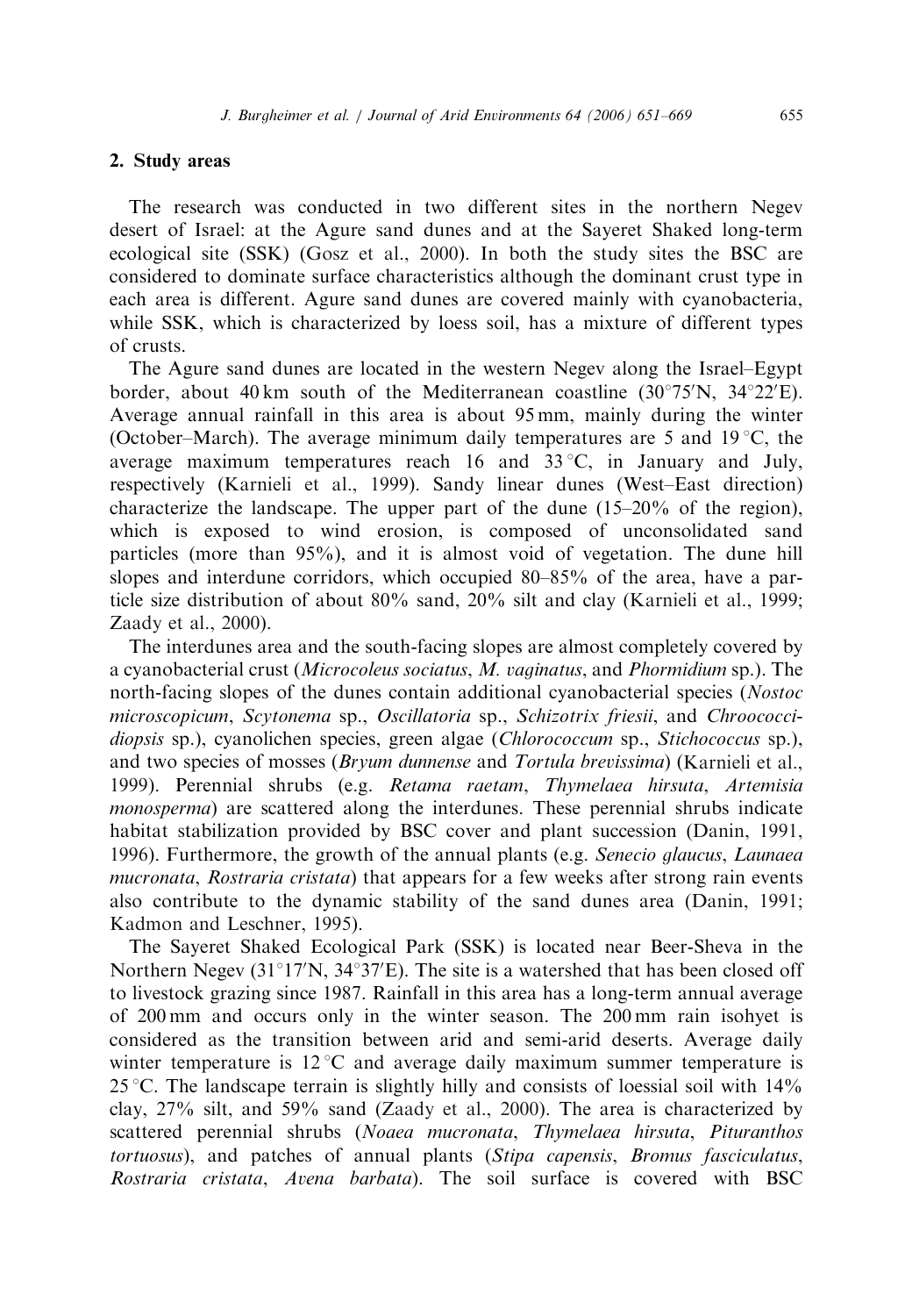## 2. Study areas

The research was conducted in two different sites in the northern Negev desert of Israel: at the Agure sand dunes and at the Sayeret Shaked long-term ecological site (SSK) (Gosz et al., 2000). In both the study sites the BSC are considered to dominate surface characteristics although the dominant crust type in each area is different. Agure sand dunes are covered mainly with cyanobacteria, while SSK, which is characterized by loess soil, has a mixture of different types of crusts.

The Agure sand dunes are located in the western Negev along the Israel–Egypt border, about 40 km south of the Mediterranean coastline (30°75′N, 34°22′E). Average annual rainfall in this area is about 95 mm, mainly during the winter (October–March). The average minimum daily temperatures are 5 and 19 °C, the average maximum temperatures reach 16 and 33 °C, in January and July, respectively (Karnieli et al., 1999). Sandy linear dunes (West–East direction) characterize the landscape. The upper part of the dune (15–20% of the region), which is exposed to wind erosion, is composed of unconsolidated sand particles (more than 95%), and it is almost void of vegetation. The dune hill slopes and interdune corridors, which occupied 80–85% of the area, have a particle size distribution of about 80% sand, 20% silt and clay (Karnieli et al., 1999; Zaady et al., 2000).

The interdunes area and the south-facing slopes are almost completely covered by a cyanobacterial crust (*Microcoleus sociatus*, *M. vaginatus*, and *Phormidium* sp.). The north-facing slopes of the dunes contain additional cyanobacterial species (*Nostoc microscopicum*, *Scytonema* sp., *Oscillatoria* sp., *Schizotrix friesii*, and *Chroococcidiopsis* sp.), cyanolichen species, green algae (*Chlorococcum* sp., *Stichococcus* sp.), and two species of mosses (*Bryum dunnense* and *Tortula brevissima*) (Karnieli et al., 1999). Perennial shrubs (e.g. *Retama raetam*, *Thymelaea hirsuta*, *Artemisia monosperma*) are scattered along the interdunes. These perennial shrubs indicate habitat stabilization provided by BSC cover and plant succession (Danin, 1991, 1996). Furthermore, the growth of the annual plants (e.g. *Senecio glaucus*, *Launaea mucronata*, *Rostraria cristata*) that appears for a few weeks after strong rain events also contribute to the dynamic stability of the sand dunes area (Danin, 1991; Kadmon and Leschner, 1995).

The Sayeret Shaked Ecological Park (SSK) is located near Beer-Sheva in the Northern Negev (31°17′N, 34°37′E). The site is a watershed that has been closed off to livestock grazing since 1987. Rainfall in this area has a long-term annual average of 200 mm and occurs only in the winter season. The 200 mm rain isohyet is considered as the transition between arid and semi-arid deserts. Average daily winter temperature is 12 °C and average daily maximum summer temperature is 25 °C. The landscape terrain is slightly hilly and consists of loessial soil with 14% clay, 27% silt, and 59% sand (Zaady et al., 2000). The area is characterized by scattered perennial shrubs (*Noaea mucronata*, *Thymelaea hirsuta*, *Pituranthos tortuosus*), and patches of annual plants (*Stipa capensis*, *Bromus fasciculatus*, *Rostraria cristata*, *Avena barbata*). The soil surface is covered with BSC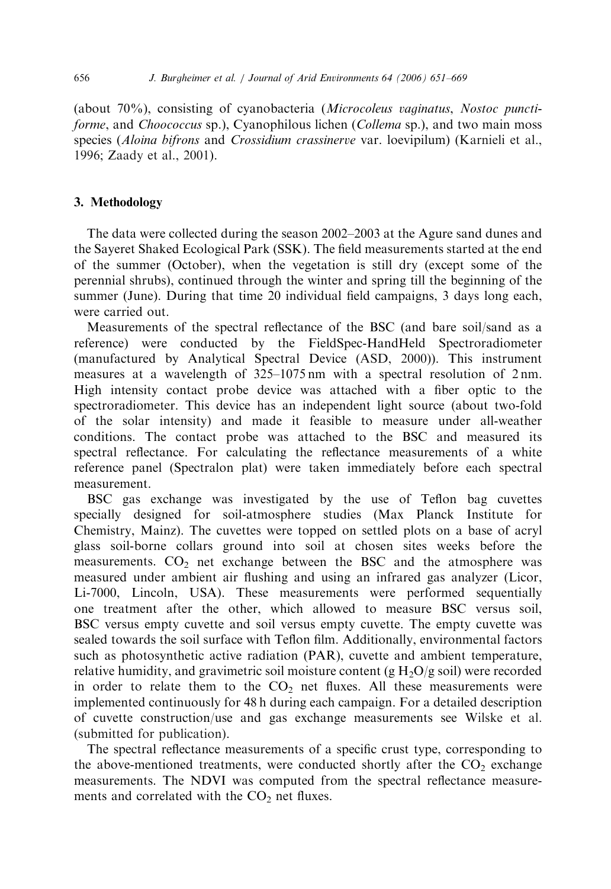(about 70%), consisting of cyanobacteria (*Microcoleus vaginatus*, *Nostoc punctiforme*, and *Choococcus* sp.), Cyanophilous lichen (*Collema* sp.), and two main moss species (*Aloina bifrons* and *Crossidium crassinerve* var. loevipilum) (Karnieli et al., 1996; Zaady et al., 2001).

## 3. Methodology

The data were collected during the season 2002–2003 at the Agure sand dunes and the Sayeret Shaked Ecological Park (SSK). The field measurements started at the end of the summer (October), when the vegetation is still dry (except some of the perennial shrubs), continued through the winter and spring till the beginning of the summer (June). During that time 20 individual field campaigns, 3 days long each, were carried out.

Measurements of the spectral reflectance of the BSC (and bare soil/sand as a reference) were conducted by the FieldSpec-HandHeld Spectroradiometer (manufactured by Analytical Spectral Device (ASD, 2000)). This instrument measures at a wavelength of 325–1075 nm with a spectral resolution of 2 nm. High intensity contact probe device was attached with a fiber optic to the spectroradiometer. This device has an independent light source (about two-fold of the solar intensity) and made it feasible to measure under all-weather conditions. The contact probe was attached to the BSC and measured its spectral reflectance. For calculating the reflectance measurements of a white reference panel (Spectralon plat) were taken immediately before each spectral measurement.

BSC gas exchange was investigated by the use of Teflon bag cuvettes specially designed for soil-atmosphere studies (Max Planck Institute for Chemistry, Mainz). The cuvettes were topped on settled plots on a base of acryl glass soil-borne collars ground into soil at chosen sites weeks before the measurements. $CO_2$ net exchange between the BSC and the atmosphere was measured under ambient air flushing and using an infrared gas analyzer (Licor, Li-7000, Lincoln, USA). These measurements were performed sequentially one treatment after the other, which allowed to measure BSC versus soil, BSC versus empty cuvette and soil versus empty cuvette. The empty cuvette was sealed towards the soil surface with Teflon film. Additionally, environmental factors such as photosynthetic active radiation (PAR), cuvette and ambient temperature, relative humidity, and gravimetric soil moisture content (g $H_2O$/g soil) were recorded in order to relate them to the $CO_2$ net fluxes. All these measurements were implemented continuously for 48 h during each campaign. For a detailed description of cuvette construction/use and gas exchange measurements see Wilske et al. (submitted for publication).

The spectral reflectance measurements of a specific crust type, corresponding to the above-mentioned treatments, were conducted shortly after the $CO_2$ exchange measurements. The NDVI was computed from the spectral reflectance measurements and correlated with the $CO_2$ net fluxes.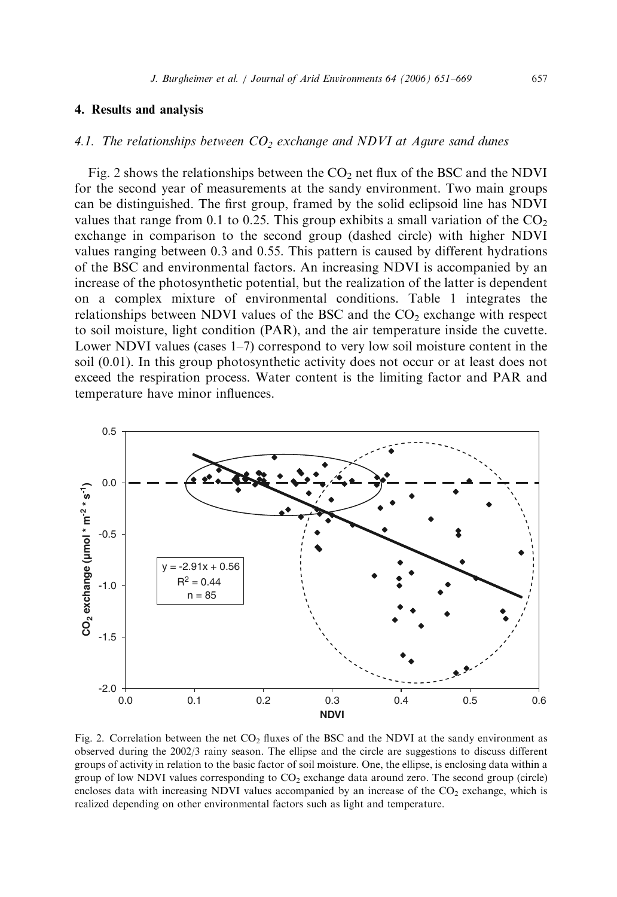## 4. Results and analysis

### 4.1. The relationships between $CO_2$ exchange and NDVI at Agure sand dunes

Fig. 2 shows the relationships between the $CO_2$ net flux of the BSC and the NDVI for the second year of measurements at the sandy environment. Two main groups can be distinguished. The first group, framed by the solid eclipsoid line has NDVI values that range from 0.1 to 0.25. This group exhibits a small variation of the $CO_2$ exchange in comparison to the second group (dashed circle) with higher NDVI values ranging between 0.3 and 0.55. This pattern is caused by different hydrations of the BSC and environmental factors. An increasing NDVI is accompanied by an increase of the photosynthetic potential, but the realization of the latter is dependent on a complex mixture of environmental conditions. Table 1 integrates the relationships between NDVI values of the BSC and the $CO_2$ exchange with respect to soil moisture, light condition (PAR), and the air temperature inside the cuvette. Lower NDVI values (cases 1–7) correspond to very low soil moisture content in the soil (0.01). In this group photosynthetic activity does not occur or at least does not exceed the respiration process. Water content is the limiting factor and PAR and temperature have minor influences.

Fig. 2. Correlation between the net $CO_2$ fluxes of the BSC and the NDVI at the sandy environment as observed during the 2002/3 rainy season. The ellipse and the circle are suggestions to discuss different groups of activity in relation to the basic factor of soil moisture. One, the ellipse, is enclosing data within a group of low NDVI values corresponding to $CO_2$ exchange data around zero. The second group (circle) encloses data with increasing NDVI values accompanied by an increase of the $CO_2$ exchange, which is realized depending on other environmental factors such as light and temperature.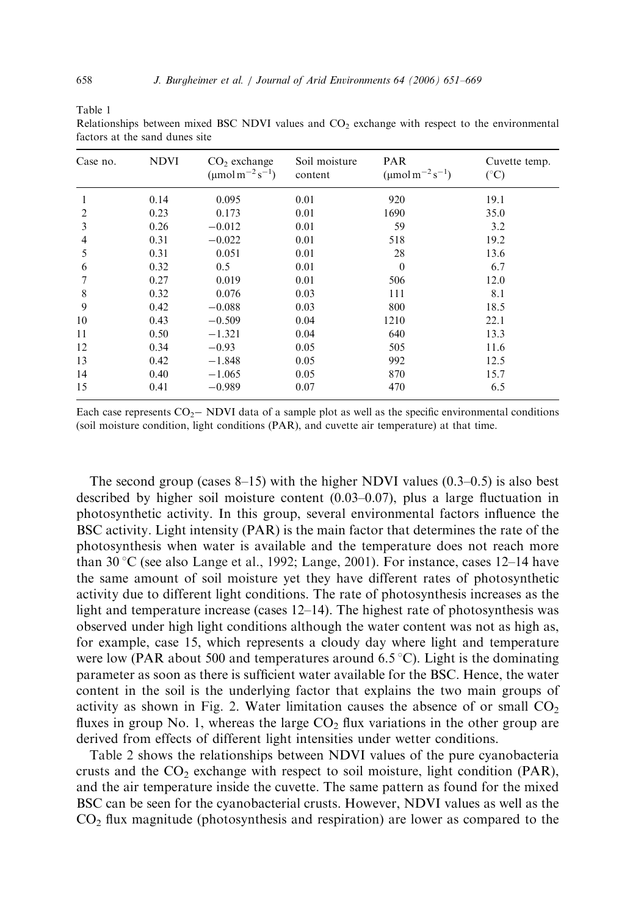Table 1

Relationships between mixed BSC NDVI values and $CO_2$ exchange with respect to the environmental factors at the sand dunes site

| Case no. | NDVI | $CO_2$ exchange ($\mu mol\, m^{-2} s^{-1}$) | Soil moisture content | PAR ($\mu mol\, m^{-2} s^{-1}$) | Cuvette temp. (°C) |
|---|---|---|---|---|---|
| 1 | 0.14 | 0.095 | 0.01 | 920 | 19.1 |
| 2 | 0.23 | 0.173 | 0.01 | 1690 | 35.0 |
| 3 | 0.26 | −0.012 | 0.01 | 59 | 3.2 |
| 4 | 0.31 | −0.022 | 0.01 | 518 | 19.2 |
| 5 | 0.31 | 0.051 | 0.01 | 28 | 13.6 |
| 6 | 0.32 | 0.5 | 0.01 | 0 | 6.7 |
| 7 | 0.27 | 0.019 | 0.01 | 506 | 12.0 |
| 8 | 0.32 | 0.076 | 0.03 | 111 | 8.1 |
| 9 | 0.42 | −0.088 | 0.03 | 800 | 18.5 |
| 10 | 0.43 | −0.509 | 0.04 | 1210 | 22.1 |
| 11 | 0.50 | −1.321 | 0.04 | 640 | 13.3 |
| 12 | 0.34 | −0.93 | 0.05 | 505 | 11.6 |
| 13 | 0.42 | −1.848 | 0.05 | 992 | 12.5 |
| 14 | 0.40 | −1.065 | 0.05 | 870 | 15.7 |
| 15 | 0.41 | −0.989 | 0.07 | 470 | 6.5 |

Each case represents $CO_2-$ NDVI data of a sample plot as well as the specific environmental conditions (soil moisture condition, light conditions (PAR), and cuvette air temperature) at that time.

The second group (cases 8–15) with the higher NDVI values (0.3–0.5) is also best described by higher soil moisture content (0.03–0.07), plus a large fluctuation in photosynthetic activity. In this group, several environmental factors influence the BSC activity. Light intensity (PAR) is the main factor that determines the rate of the photosynthesis when water is available and the temperature does not reach more than 30 °C (see also Lange et al., 1992; Lange, 2001). For instance, cases 12–14 have the same amount of soil moisture yet they have different rates of photosynthetic activity due to different light conditions. The rate of photosynthesis increases as the light and temperature increase (cases 12–14). The highest rate of photosynthesis was observed under high light conditions although the water content was not as high as, for example, case 15, which represents a cloudy day where light and temperature were low (PAR about 500 and temperatures around 6.5 °C). Light is the dominating parameter as soon as there is sufficient water available for the BSC. Hence, the water content in the soil is the underlying factor that explains the two main groups of activity as shown in Fig. 2. Water limitation causes the absence of or small $CO_2$ fluxes in group No. 1, whereas the large $CO_2$ flux variations in the other group are derived from effects of different light intensities under wetter conditions.

Table 2 shows the relationships between NDVI values of the pure cyanobacteria crusts and the $CO_2$ exchange with respect to soil moisture, light condition (PAR), and the air temperature inside the cuvette. The same pattern as found for the mixed BSC can be seen for the cyanobacterial crusts. However, NDVI values as well as the $CO_2$ flux magnitude (photosynthesis and respiration) are lower as compared to the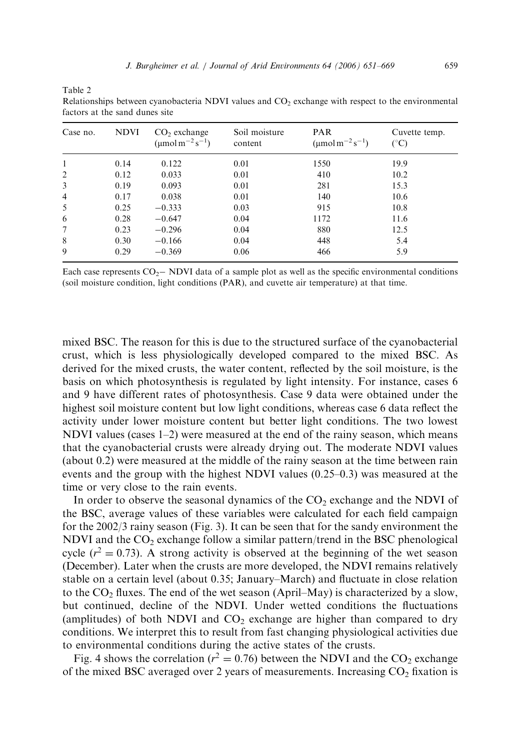Table 2
Relationships between cyanobacteria NDVI values and $CO_2$ exchange with respect to the environmental factors at the sand dunes site

| Case no. | NDVI | $CO_2$ exchange ($\mu mol\,m^{-2}\,s^{-1}$) | Soil moisture content | PAR ($\mu mol\,m^{-2}\,s^{-1}$) | Cuvette temp. (°C) |
|---|---|---|---|---|---|
| 1 | 0.14 | 0.122 | 0.01 | 1550 | 19.9 |
| 2 | 0.12 | 0.033 | 0.01 | 410 | 10.2 |
| 3 | 0.19 | 0.093 | 0.01 | 281 | 15.3 |
| 4 | 0.17 | 0.038 | 0.01 | 140 | 10.6 |
| 5 | 0.25 | −0.333 | 0.03 | 915 | 10.8 |
| 6 | 0.28 | −0.647 | 0.04 | 1172 | 11.6 |
| 7 | 0.23 | −0.296 | 0.04 | 880 | 12.5 |
| 8 | 0.30 | −0.166 | 0.04 | 448 | 5.4 |
| 9 | 0.29 | −0.369 | 0.06 | 466 | 5.9 |

Each case represents $CO_2-$ NDVI data of a sample plot as well as the specific environmental conditions (soil moisture condition, light conditions (PAR), and cuvette air temperature) at that time.

mixed BSC. The reason for this is due to the structured surface of the cyanobacterial crust, which is less physiologically developed compared to the mixed BSC. As derived for the mixed crusts, the water content, reflected by the soil moisture, is the basis on which photosynthesis is regulated by light intensity. For instance, cases 6 and 9 have different rates of photosynthesis. Case 9 data were obtained under the highest soil moisture content but low light conditions, whereas case 6 data reflect the activity under lower moisture content but better light conditions. The two lowest NDVI values (cases 1–2) were measured at the end of the rainy season, which means that the cyanobacterial crusts were already drying out. The moderate NDVI values (about 0.2) were measured at the middle of the rainy season at the time between rain events and the group with the highest NDVI values (0.25–0.3) was measured at the time or very close to the rain events.

In order to observe the seasonal dynamics of the $CO_2$ exchange and the NDVI of the BSC, average values of these variables were calculated for each field campaign for the 2002/3 rainy season (Fig. 3). It can be seen that for the sandy environment the NDVI and the $CO_2$ exchange follow a similar pattern/trend in the BSC phenological cycle ($r^2 = 0.73$). A strong activity is observed at the beginning of the wet season (December). Later when the crusts are more developed, the NDVI remains relatively stable on a certain level (about 0.35; January–March) and fluctuate in close relation to the $CO_2$ fluxes. The end of the wet season (April–May) is characterized by a slow, but continued, decline of the NDVI. Under wetted conditions the fluctuations (amplitudes) of both NDVI and $CO_2$ exchange are higher than compared to dry conditions. We interpret this to result from fast changing physiological activities due to environmental conditions during the active states of the crusts.

Fig. 4 shows the correlation ($r^2 = 0.76$) between the NDVI and the $CO_2$ exchange of the mixed BSC averaged over 2 years of measurements. Increasing $CO_2$ fixation is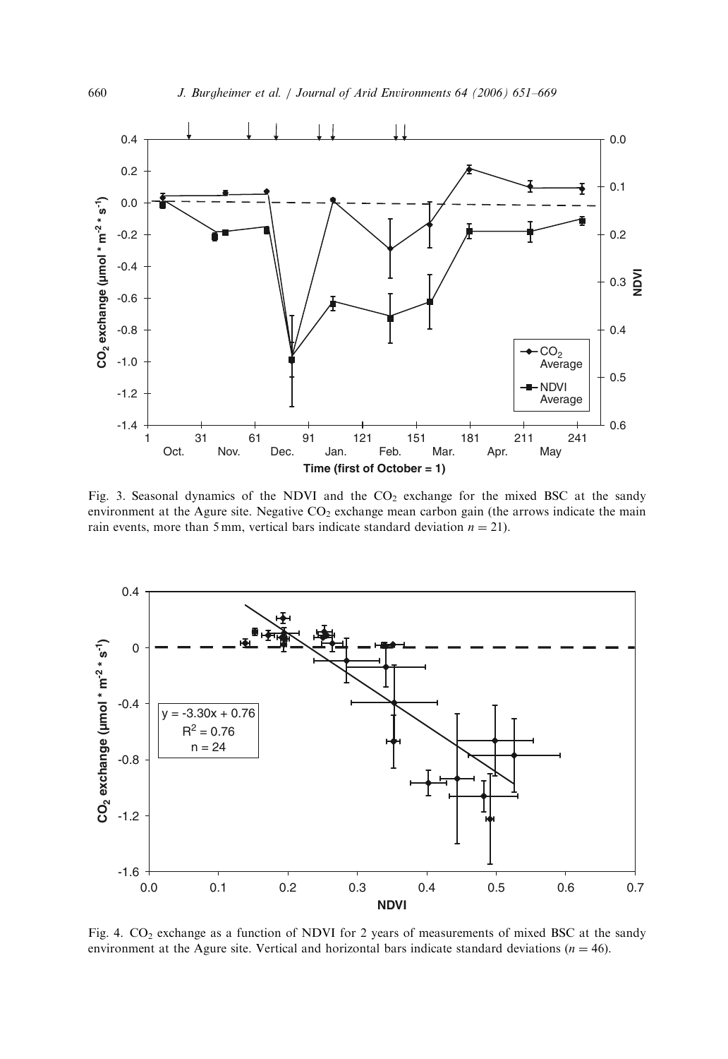Fig. 3. Seasonal dynamics of the NDVI and the $CO_2$ exchange for the mixed BSC at the sandy environment at the Agure site. Negative $CO_2$ exchange mean carbon gain (the arrows indicate the main rain events, more than 5 mm, vertical bars indicate standard deviation $n = 21$).

Fig. 4. $CO_2$ exchange as a function of NDVI for 2 years of measurements of mixed BSC at the sandy environment at the Agure site. Vertical and horizontal bars indicate standard deviations ($n = 46$).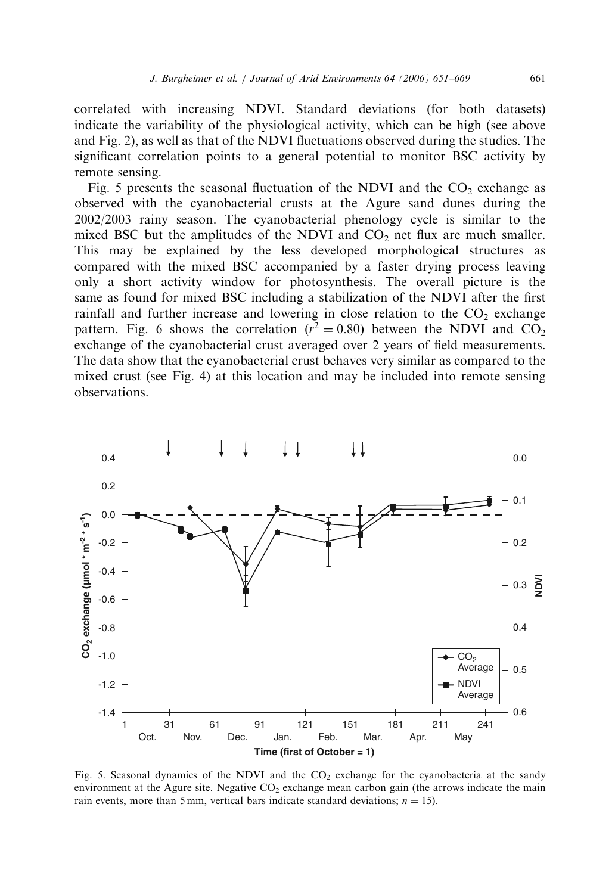correlated with increasing NDVI. Standard deviations (for both datasets) indicate the variability of the physiological activity, which can be high (see above and Fig. 2), as well as that of the NDVI fluctuations observed during the studies. The significant correlation points to a general potential to monitor BSC activity by remote sensing.

Fig. 5 presents the seasonal fluctuation of the NDVI and the $CO_2$ exchange as observed with the cyanobacterial crusts at the Agure sand dunes during the 2002/2003 rainy season. The cyanobacterial phenology cycle is similar to the mixed BSC but the amplitudes of the NDVI and $CO_2$ net flux are much smaller. This may be explained by the less developed morphological structures as compared with the mixed BSC accompanied by a faster drying process leaving only a short activity window for photosynthesis. The overall picture is the same as found for mixed BSC including a stabilization of the NDVI after the first rainfall and further increase and lowering in close relation to the $CO_2$ exchange pattern. Fig. 6 shows the correlation ($r^2 = 0.80$) between the NDVI and $CO_2$ exchange of the cyanobacterial crust averaged over 2 years of field measurements. The data show that the cyanobacterial crust behaves very similar as compared to the mixed crust (see Fig. 4) at this location and may be included into remote sensing observations.

Fig. 5. Seasonal dynamics of the NDVI and the $CO_2$ exchange for the cyanobacteria at the sandy environment at the Agure site. Negative $CO_2$ exchange mean carbon gain (the arrows indicate the main rain events, more than 5 mm, vertical bars indicate standard deviations; $n = 15$).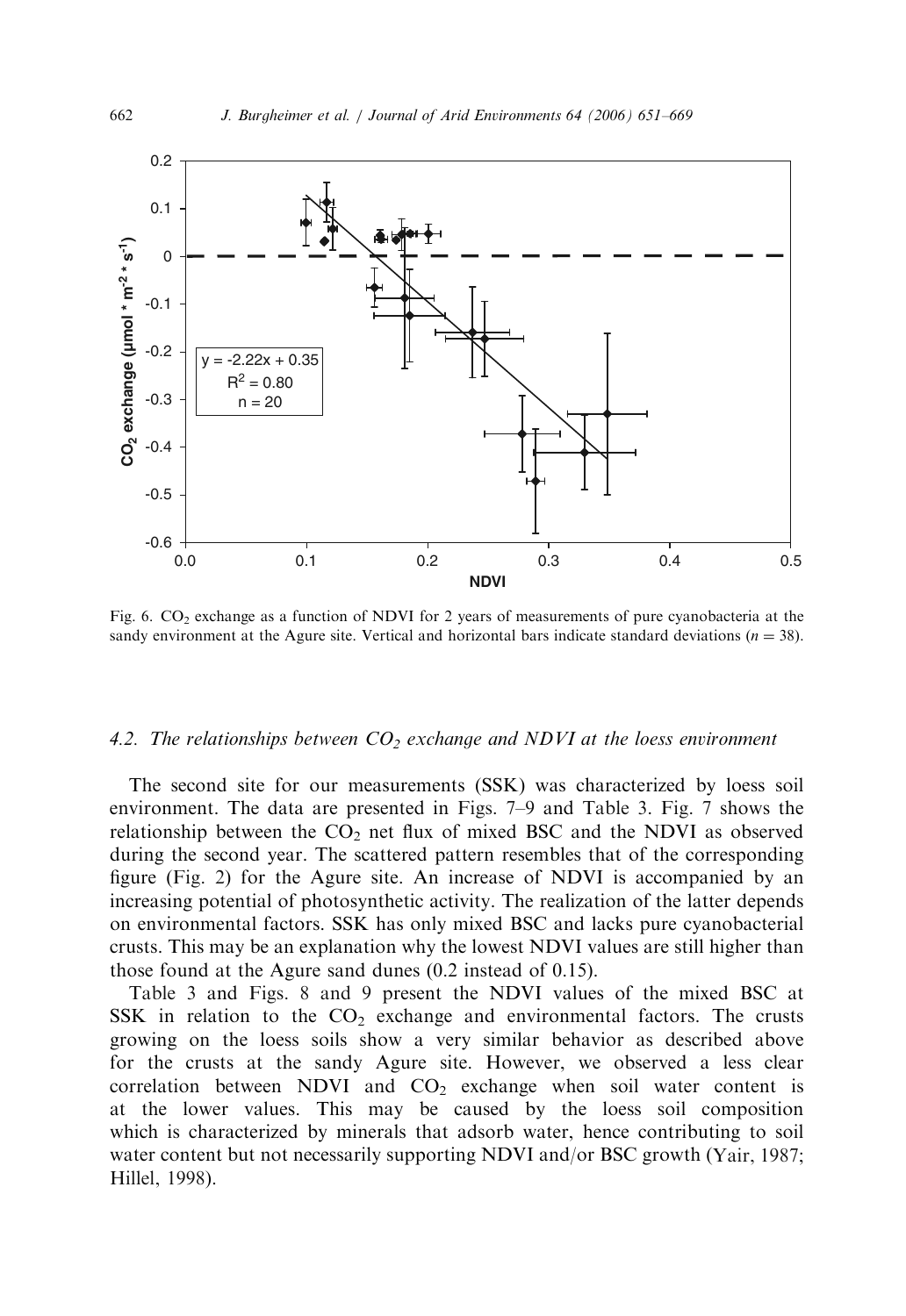Fig. 6. $CO_2$ exchange as a function of NDVI for 2 years of measurements of pure cyanobacteria at the sandy environment at the Agure site. Vertical and horizontal bars indicate standard deviations ($n = 38$).

### 4.2. The relationships between $CO_2$ exchange and NDVI at the loess environment

The second site for our measurements (SSK) was characterized by loess soil environment. The data are presented in Figs. 7–9 and Table 3. Fig. 7 shows the relationship between the $CO_2$ net flux of mixed BSC and the NDVI as observed during the second year. The scattered pattern resembles that of the corresponding figure (Fig. 2) for the Agure site. An increase of NDVI is accompanied by an increasing potential of photosynthetic activity. The realization of the latter depends on environmental factors. SSK has only mixed BSC and lacks pure cyanobacterial crusts. This may be an explanation why the lowest NDVI values are still higher than those found at the Agure sand dunes (0.2 instead of 0.15).

Table 3 and Figs. 8 and 9 present the NDVI values of the mixed BSC at SSK in relation to the $CO_2$ exchange and environmental factors. The crusts growing on the loess soils show a very similar behavior as described above for the crusts at the sandy Agure site. However, we observed a less clear correlation between NDVI and $CO_2$ exchange when soil water content is at the lower values. This may be caused by the loess soil composition which is characterized by minerals that adsorb water, hence contributing to soil water content but not necessarily supporting NDVI and/or BSC growth (Yair, 1987; Hillel, 1998).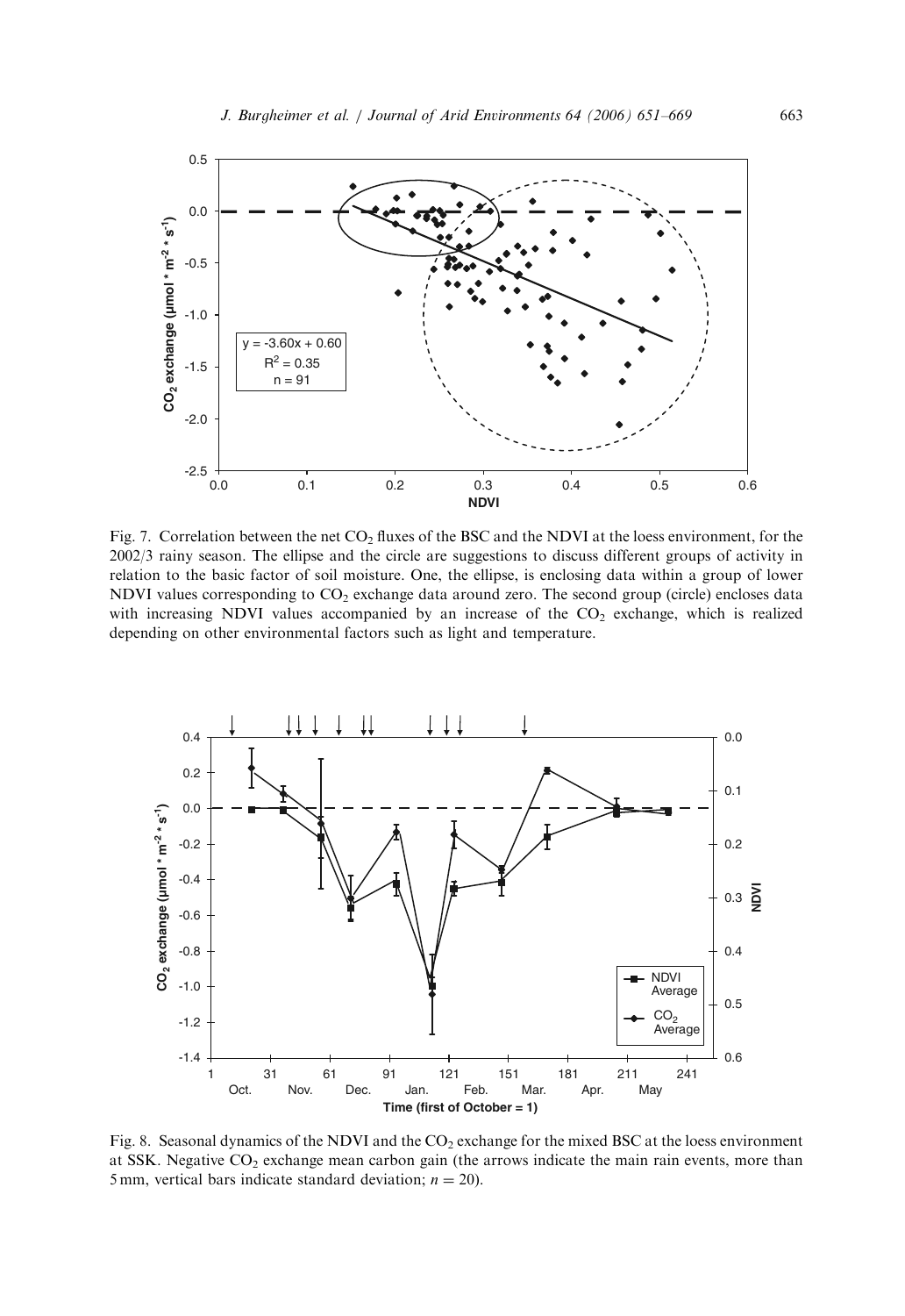Fig. 7. Correlation between the net $CO_2$ fluxes of the BSC and the NDVI at the loess environment, for the 2002/3 rainy season. The ellipse and the circle are suggestions to discuss different groups of activity in relation to the basic factor of soil moisture. One, the ellipse, is enclosing data within a group of lower NDVI values corresponding to $CO_2$ exchange data around zero. The second group (circle) encloses data with increasing NDVI values accompanied by an increase of the $CO_2$ exchange, which is realized depending on other environmental factors such as light and temperature.

Fig. 8. Seasonal dynamics of the NDVI and the $CO_2$ exchange for the mixed BSC at the loess environment at SSK. Negative $CO_2$ exchange mean carbon gain (the arrows indicate the main rain events, more than 5 mm, vertical bars indicate standard deviation; $n = 20$).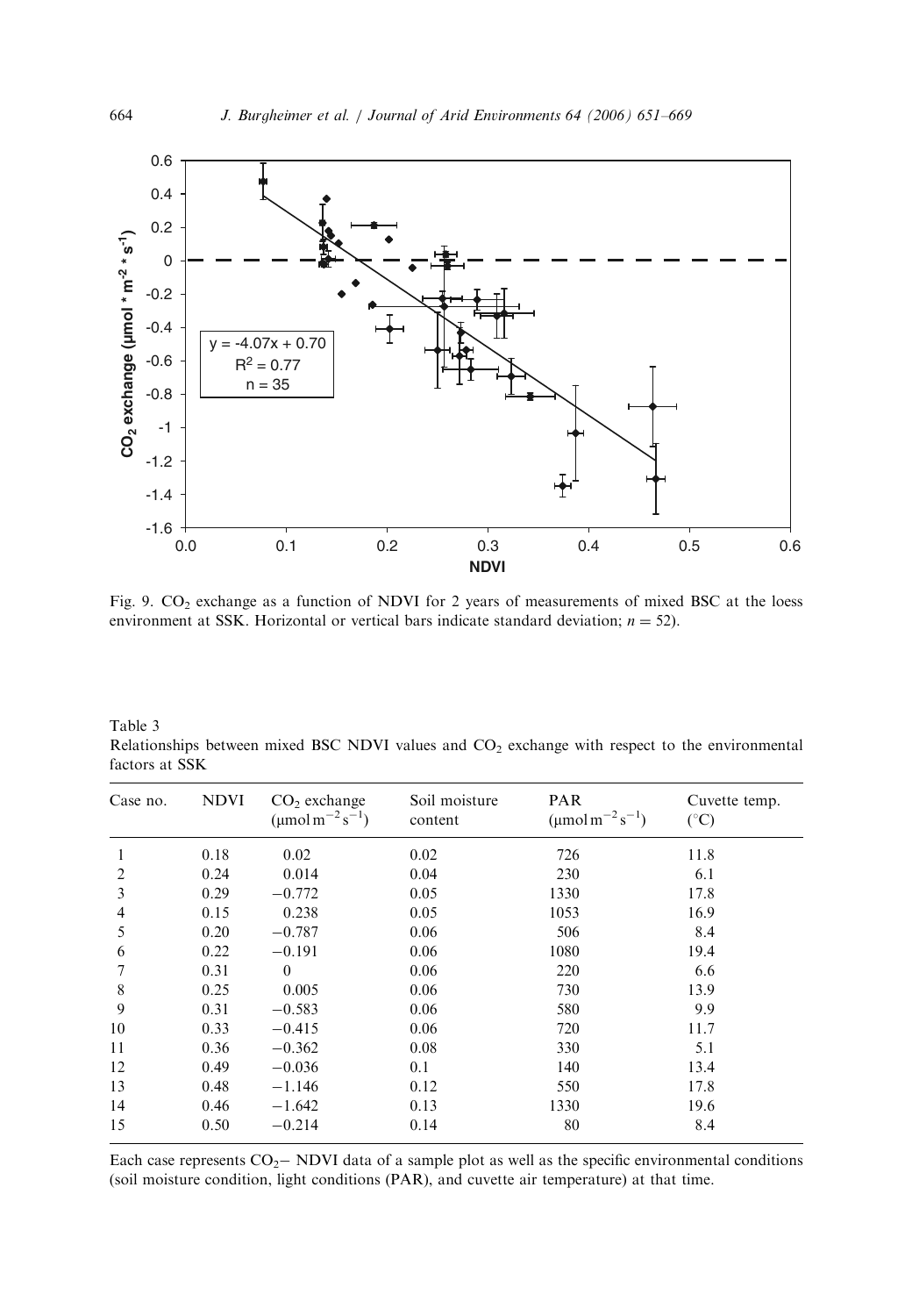Fig. 9. $CO_2$ exchange as a function of NDVI for 2 years of measurements of mixed BSC at the loess environment at SSK. Horizontal or vertical bars indicate standard deviation; $n = 52$).

Table 3
Relationships between mixed BSC NDVI values and $CO_2$ exchange with respect to the environmental factors at SSK

| Case no. | NDVI | $CO_2$ exchange ($\mu mol\, m^{-2}\, s^{-1}$) | Soil moisture content | PAR ($\mu mol\, m^{-2}\, s^{-1}$) | Cuvette temp. (°C) |
|---|---|---|---|---|---|
| 1 | 0.18 | 0.02 | 0.02 | 726 | 11.8 |
| 2 | 0.24 | 0.014 | 0.04 | 230 | 6.1 |
| 3 | 0.29 | −0.772 | 0.05 | 1330 | 17.8 |
| 4 | 0.15 | 0.238 | 0.05 | 1053 | 16.9 |
| 5 | 0.20 | −0.787 | 0.06 | 506 | 8.4 |
| 6 | 0.22 | −0.191 | 0.06 | 1080 | 19.4 |
| 7 | 0.31 | 0 | 0.06 | 220 | 6.6 |
| 8 | 0.25 | 0.005 | 0.06 | 730 | 13.9 |
| 9 | 0.31 | −0.583 | 0.06 | 580 | 9.9 |
| 10 | 0.33 | −0.415 | 0.06 | 720 | 11.7 |
| 11 | 0.36 | −0.362 | 0.08 | 330 | 5.1 |
| 12 | 0.49 | −0.036 | 0.1 | 140 | 13.4 |
| 13 | 0.48 | −1.146 | 0.12 | 550 | 17.8 |
| 14 | 0.46 | −1.642 | 0.13 | 1330 | 19.6 |
| 15 | 0.50 | −0.214 | 0.14 | 80 | 8.4 |

Each case represents $CO_2-$ NDVI data of a sample plot as well as the specific environmental conditions (soil moisture condition, light conditions (PAR), and cuvette air temperature) at that time.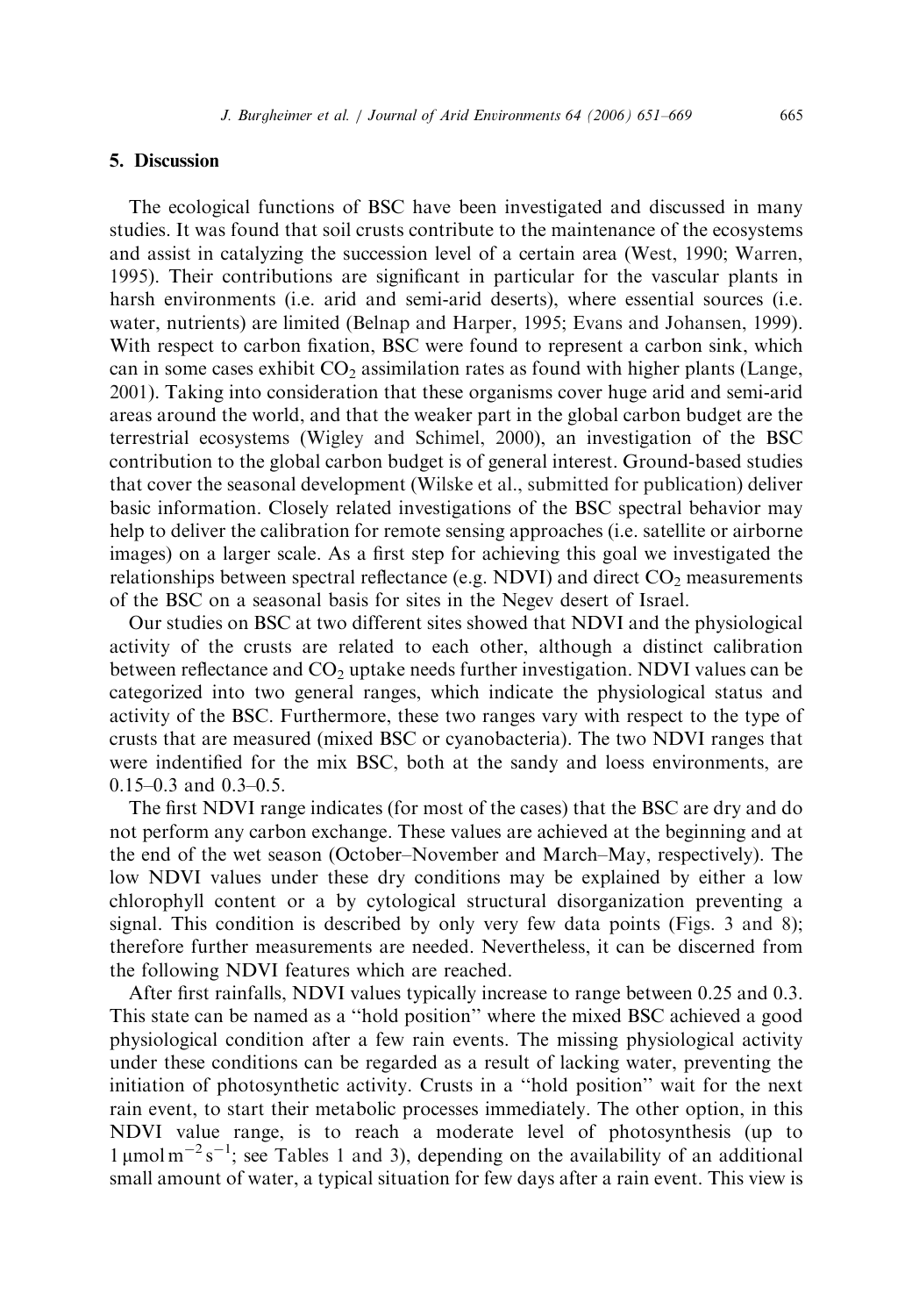## 5. Discussion

The ecological functions of BSC have been investigated and discussed in many studies. It was found that soil crusts contribute to the maintenance of the ecosystems and assist in catalyzing the succession level of a certain area (West, 1990; Warren, 1995). Their contributions are significant in particular for the vascular plants in harsh environments (i.e. arid and semi-arid deserts), where essential sources (i.e. water, nutrients) are limited (Belnap and Harper, 1995; Evans and Johansen, 1999). With respect to carbon fixation, BSC were found to represent a carbon sink, which can in some cases exhibit $CO_2$ assimilation rates as found with higher plants (Lange, 2001). Taking into consideration that these organisms cover huge arid and semi-arid areas around the world, and that the weaker part in the global carbon budget are the terrestrial ecosystems (Wigley and Schimel, 2000), an investigation of the BSC contribution to the global carbon budget is of general interest. Ground-based studies that cover the seasonal development (Wilske et al., submitted for publication) deliver basic information. Closely related investigations of the BSC spectral behavior may help to deliver the calibration for remote sensing approaches (i.e. satellite or airborne images) on a larger scale. As a first step for achieving this goal we investigated the relationships between spectral reflectance (e.g. NDVI) and direct $CO_2$ measurements of the BSC on a seasonal basis for sites in the Negev desert of Israel.

Our studies on BSC at two different sites showed that NDVI and the physiological activity of the crusts are related to each other, although a distinct calibration between reflectance and $CO_2$ uptake needs further investigation. NDVI values can be categorized into two general ranges, which indicate the physiological status and activity of the BSC. Furthermore, these two ranges vary with respect to the type of crusts that are measured (mixed BSC or cyanobacteria). The two NDVI ranges that were indentified for the mix BSC, both at the sandy and loess environments, are 0.15–0.3 and 0.3–0.5.

The first NDVI range indicates (for most of the cases) that the BSC are dry and do not perform any carbon exchange. These values are achieved at the beginning and at the end of the wet season (October–November and March–May, respectively). The low NDVI values under these dry conditions may be explained by either a low chlorophyll content or a by cytological structural disorganization preventing a signal. This condition is described by only very few data points (Figs. 3 and 8); therefore further measurements are needed. Nevertheless, it can be discerned from the following NDVI features which are reached.

After first rainfalls, NDVI values typically increase to range between 0.25 and 0.3. This state can be named as a "hold position" where the mixed BSC achieved a good physiological condition after a few rain events. The missing physiological activity under these conditions can be regarded as a result of lacking water, preventing the initiation of photosynthetic activity. Crusts in a "hold position" wait for the next rain event, to start their metabolic processes immediately. The other option, in this NDVI value range, is to reach a moderate level of photosynthesis (up to $1\,\mu mol\,m^{-2}\,s^{-1}$; see Tables 1 and 3), depending on the availability of an additional small amount of water, a typical situation for few days after a rain event. This view is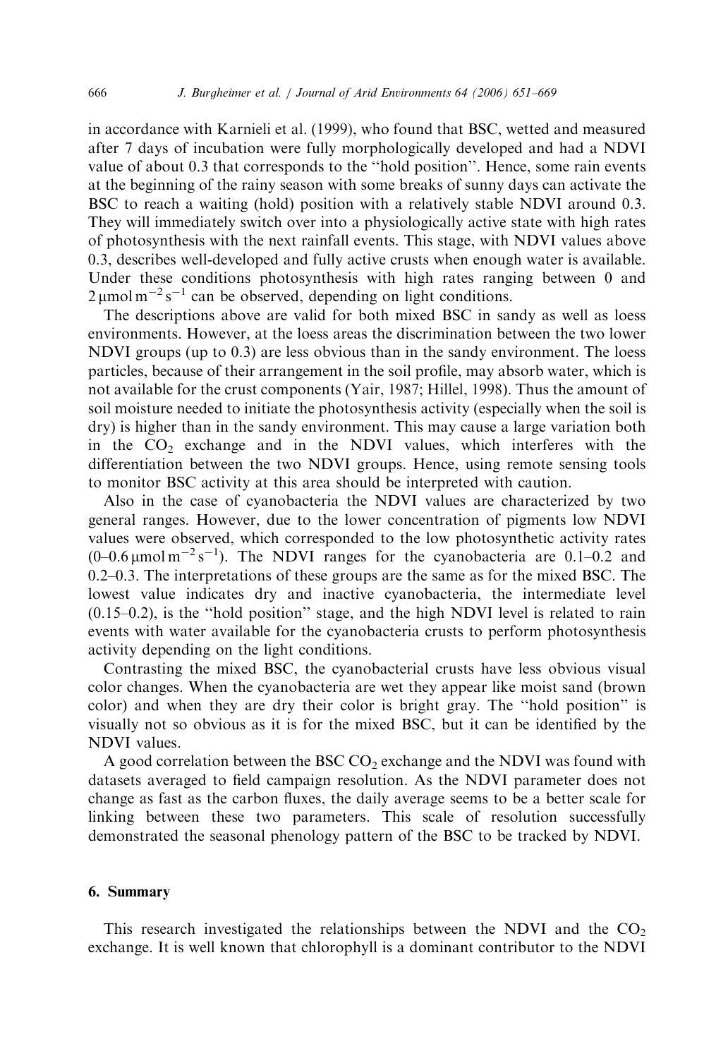in accordance with Karnieli et al. (1999), who found that BSC, wetted and measured after 7 days of incubation were fully morphologically developed and had a NDVI value of about 0.3 that corresponds to the "hold position". Hence, some rain events at the beginning of the rainy season with some breaks of sunny days can activate the BSC to reach a waiting (hold) position with a relatively stable NDVI around 0.3. They will immediately switch over into a physiologically active state with high rates of photosynthesis with the next rainfall events. This stage, with NDVI values above 0.3, describes well-developed and fully active crusts when enough water is available. Under these conditions photosynthesis with high rates ranging between 0 and $2\,\mu mol\,m^{-2}\,s^{-1}$ can be observed, depending on light conditions.

The descriptions above are valid for both mixed BSC in sandy as well as loess environments. However, at the loess areas the discrimination between the two lower NDVI groups (up to 0.3) are less obvious than in the sandy environment. The loess particles, because of their arrangement in the soil profile, may absorb water, which is not available for the crust components (Yair, 1987; Hillel, 1998). Thus the amount of soil moisture needed to initiate the photosynthesis activity (especially when the soil is dry) is higher than in the sandy environment. This may cause a large variation both in the $CO_2$ exchange and in the NDVI values, which interferes with the differentiation between the two NDVI groups. Hence, using remote sensing tools to monitor BSC activity at this area should be interpreted with caution.

Also in the case of cyanobacteria the NDVI values are characterized by two general ranges. However, due to the lower concentration of pigments low NDVI values were observed, which corresponded to the low photosynthetic activity rates ($0$–$0.6\,\mu mol\,m^{-2}\,s^{-1}$). The NDVI ranges for the cyanobacteria are 0.1–0.2 and 0.2–0.3. The interpretations of these groups are the same as for the mixed BSC. The lowest value indicates dry and inactive cyanobacteria, the intermediate level (0.15–0.2), is the "hold position" stage, and the high NDVI level is related to rain events with water available for the cyanobacteria crusts to perform photosynthesis activity depending on the light conditions.

Contrasting the mixed BSC, the cyanobacterial crusts have less obvious visual color changes. When the cyanobacteria are wet they appear like moist sand (brown color) and when they are dry their color is bright gray. The "hold position" is visually not so obvious as it is for the mixed BSC, but it can be identified by the NDVI values.

A good correlation between the BSC $CO_2$ exchange and the NDVI was found with datasets averaged to field campaign resolution. As the NDVI parameter does not change as fast as the carbon fluxes, the daily average seems to be a better scale for linking between these two parameters. This scale of resolution successfully demonstrated the seasonal phenology pattern of the BSC to be tracked by NDVI.

## 6. Summary

This research investigated the relationships between the NDVI and the $CO_2$ exchange. It is well known that chlorophyll is a dominant contributor to the NDVI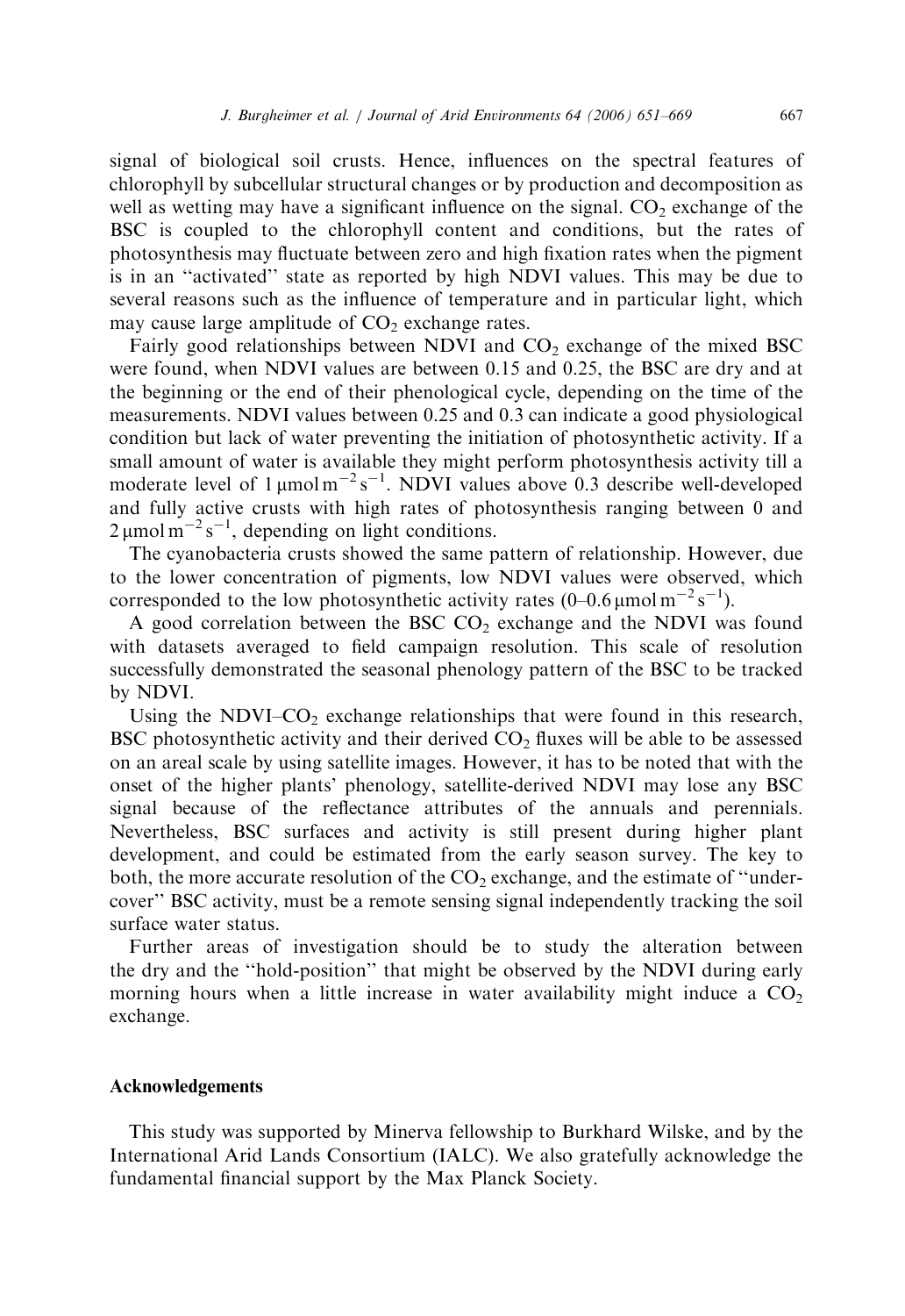signal of biological soil crusts. Hence, influences on the spectral features of chlorophyll by subcellular structural changes or by production and decomposition as well as wetting may have a significant influence on the signal. $CO_2$ exchange of the BSC is coupled to the chlorophyll content and conditions, but the rates of photosynthesis may fluctuate between zero and high fixation rates when the pigment is in an "activated" state as reported by high NDVI values. This may be due to several reasons such as the influence of temperature and in particular light, which may cause large amplitude of $CO_2$ exchange rates.

Fairly good relationships between NDVI and $CO_2$ exchange of the mixed BSC were found, when NDVI values are between 0.15 and 0.25, the BSC are dry and at the beginning or the end of their phenological cycle, depending on the time of the measurements. NDVI values between 0.25 and 0.3 can indicate a good physiological condition but lack of water preventing the initiation of photosynthetic activity. If a small amount of water is available they might perform photosynthesis activity till a moderate level of $1\,\mu mol\,m^{-2}\,s^{-1}$. NDVI values above 0.3 describe well-developed and fully active crusts with high rates of photosynthesis ranging between 0 and $2\,\mu mol\,m^{-2}\,s^{-1}$, depending on light conditions.

The cyanobacteria crusts showed the same pattern of relationship. However, due to the lower concentration of pigments, low NDVI values were observed, which corresponded to the low photosynthetic activity rates ($0$–$0.6\,\mu mol\,m^{-2}\,s^{-1}$).

A good correlation between the BSC $CO_2$ exchange and the NDVI was found with datasets averaged to field campaign resolution. This scale of resolution successfully demonstrated the seasonal phenology pattern of the BSC to be tracked by NDVI.

Using the NDVI–$CO_2$ exchange relationships that were found in this research, BSC photosynthetic activity and their derived $CO_2$ fluxes will be able to be assessed on an areal scale by using satellite images. However, it has to be noted that with the onset of the higher plants' phenology, satellite-derived NDVI may lose any BSC signal because of the reflectance attributes of the annuals and perennials. Nevertheless, BSC surfaces and activity is still present during higher plant development, and could be estimated from the early season survey. The key to both, the more accurate resolution of the $CO_2$ exchange, and the estimate of "under-cover" BSC activity, must be a remote sensing signal independently tracking the soil surface water status.

Further areas of investigation should be to study the alteration between the dry and the "hold-position" that might be observed by the NDVI during early morning hours when a little increase in water availability might induce a $CO_2$ exchange.

## Acknowledgements

This study was supported by Minerva fellowship to Burkhard Wilske, and by the International Arid Lands Consortium (IALC). We also gratefully acknowledge the fundamental financial support by the Max Planck Society.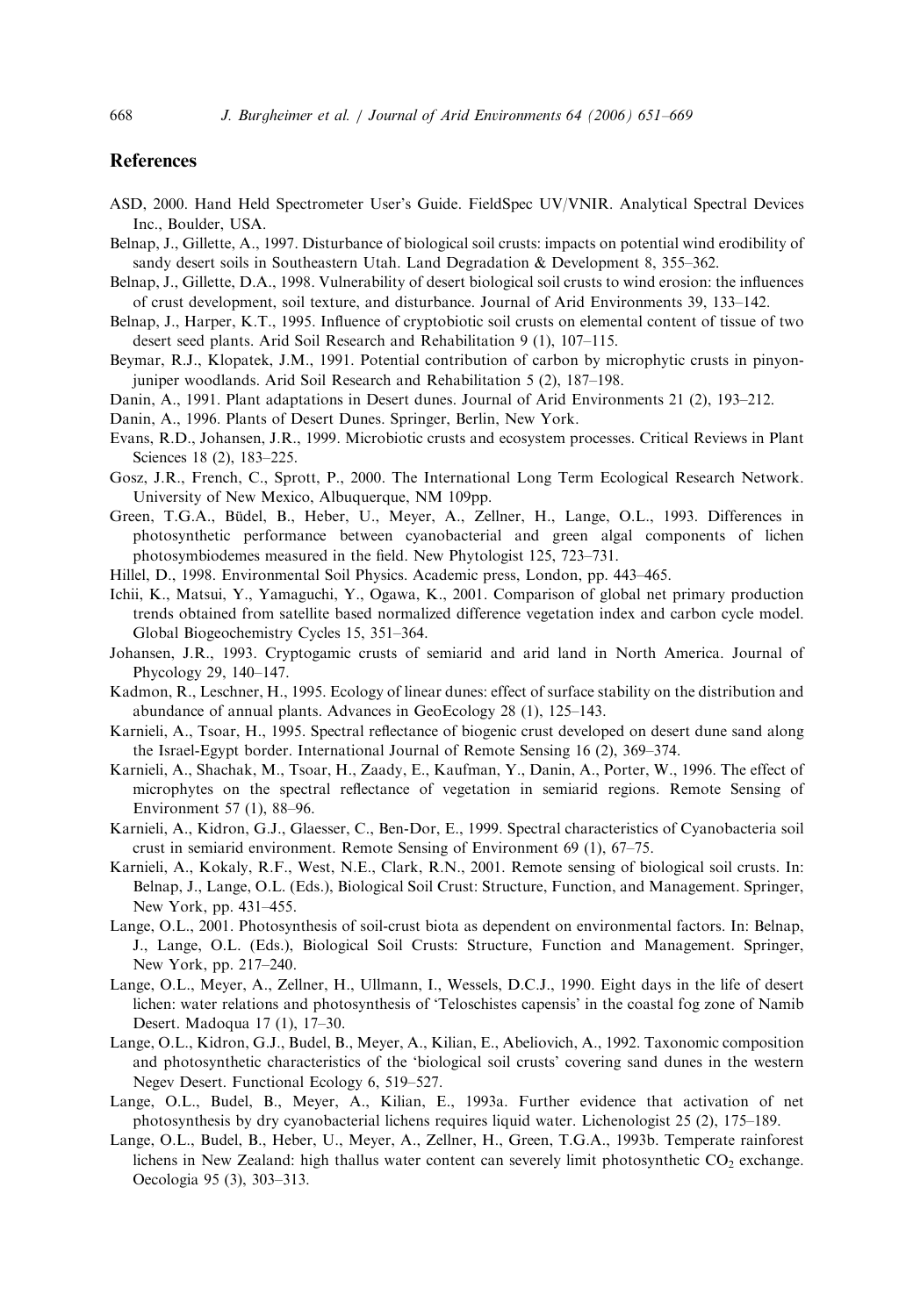## References

ASD, 2000. Hand Held Spectrometer User's Guide. FieldSpec UV/VNIR. Analytical Spectral Devices Inc., Boulder, USA.

Belnap, J., Gillette, A., 1997. Disturbance of biological soil crusts: impacts on potential wind erodibility of sandy desert soils in Southeastern Utah. Land Degradation & Development 8, 355–362.

Belnap, J., Gillette, D.A., 1998. Vulnerability of desert biological soil crusts to wind erosion: the influences of crust development, soil texture, and disturbance. Journal of Arid Environments 39, 133–142.

Belnap, J., Harper, K.T., 1995. Influence of cryptobiotic soil crusts on elemental content of tissue of two desert seed plants. Arid Soil Research and Rehabilitation 9 (1), 107–115.

Beymar, R.J., Klopatek, J.M., 1991. Potential contribution of carbon by microphytic crusts in pinyon-juniper woodlands. Arid Soil Research and Rehabilitation 5 (2), 187–198.

Danin, A., 1991. Plant adaptations in Desert dunes. Journal of Arid Environments 21 (2), 193–212.

Danin, A., 1996. Plants of Desert Dunes. Springer, Berlin, New York.

Evans, R.D., Johansen, J.R., 1999. Microbiotic crusts and ecosystem processes. Critical Reviews in Plant Sciences 18 (2), 183–225.

Gosz, J.R., French, C., Sprott, P., 2000. The International Long Term Ecological Research Network. University of New Mexico, Albuquerque, NM 109pp.

Green, T.G.A., Büdel, B., Heber, U., Meyer, A., Zellner, H., Lange, O.L., 1993. Differences in photosynthetic performance between cyanobacterial and green algal components of lichen photosymbiodemes measured in the field. New Phytologist 125, 723–731.

Hillel, D., 1998. Environmental Soil Physics. Academic press, London, pp. 443–465.

Ichii, K., Matsui, Y., Yamaguchi, Y., Ogawa, K., 2001. Comparison of global net primary production trends obtained from satellite based normalized difference vegetation index and carbon cycle model. Global Biogeochemistry Cycles 15, 351–364.

Johansen, J.R., 1993. Cryptogamic crusts of semiarid and arid land in North America. Journal of Phycology 29, 140–147.

Kadmon, R., Leschner, H., 1995. Ecology of linear dunes: effect of surface stability on the distribution and abundance of annual plants. Advances in GeoEcology 28 (1), 125–143.

Karnieli, A., Tsoar, H., 1995. Spectral reflectance of biogenic crust developed on desert dune sand along the Israel-Egypt border. International Journal of Remote Sensing 16 (2), 369–374.

Karnieli, A., Shachak, M., Tsoar, H., Zaady, E., Kaufman, Y., Danin, A., Porter, W., 1996. The effect of microphytes on the spectral reflectance of vegetation in semiarid regions. Remote Sensing of Environment 57 (1), 88–96.

Karnieli, A., Kidron, G.J., Glaesser, C., Ben-Dor, E., 1999. Spectral characteristics of Cyanobacteria soil crust in semiarid environment. Remote Sensing of Environment 69 (1), 67–75.

Karnieli, A., Kokaly, R.F., West, N.E., Clark, R.N., 2001. Remote sensing of biological soil crusts. In: Belnap, J., Lange, O.L. (Eds.), Biological Soil Crust: Structure, Function, and Management. Springer, New York, pp. 431–455.

Lange, O.L., 2001. Photosynthesis of soil-crust biota as dependent on environmental factors. In: Belnap, J., Lange, O.L. (Eds.), Biological Soil Crusts: Structure, Function and Management. Springer, New York, pp. 217–240.

Lange, O.L., Meyer, A., Zellner, H., Ullmann, I., Wessels, D.C.J., 1990. Eight days in the life of desert lichen: water relations and photosynthesis of 'Teloschistes capensis' in the coastal fog zone of Namib Desert. Madoqua 17 (1), 17–30.

Lange, O.L., Kidron, G.J., Budel, B., Meyer, A., Kilian, E., Abeliovich, A., 1992. Taxonomic composition and photosynthetic characteristics of the 'biological soil crusts' covering sand dunes in the western Negev Desert. Functional Ecology 6, 519–527.

Lange, O.L., Budel, B., Meyer, A., Kilian, E., 1993a. Further evidence that activation of net photosynthesis by dry cyanobacterial lichens requires liquid water. Lichenologist 25 (2), 175–189.

Lange, O.L., Budel, B., Heber, U., Meyer, A., Zellner, H., Green, T.G.A., 1993b. Temperate rainforest lichens in New Zealand: high thallus water content can severely limit photosynthetic $CO_2$ exchange. Oecologia 95 (3), 303–313.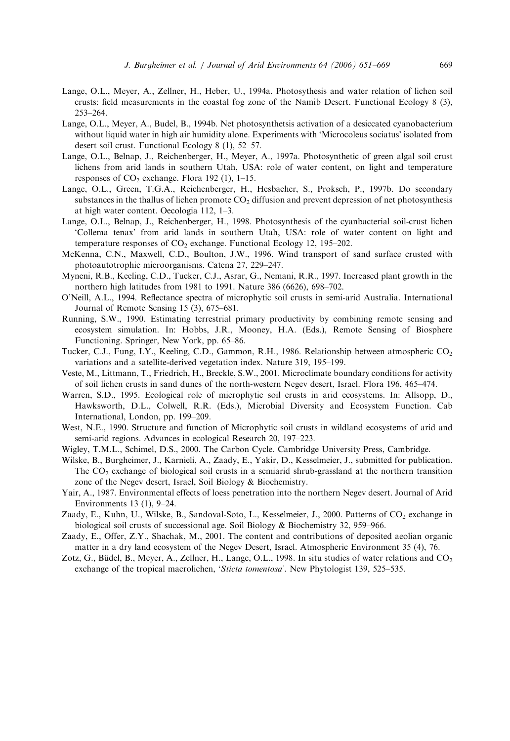Lange, O.L., Meyer, A., Zellner, H., Heber, U., 1994a. Photosysthesis and water relation of lichen soil crusts: field measurements in the coastal fog zone of the Namib Desert. Functional Ecology 8 (3), 253–264.

Lange, O.L., Meyer, A., Budel, B., 1994b. Net photosynthetsis activation of a desiccated cyanobacterium without liquid water in high air humidity alone. Experiments with 'Microcoleus sociatus' isolated from desert soil crust. Functional Ecology 8 (1), 52–57.

Lange, O.L., Belnap, J., Reichenberger, H., Meyer, A., 1997a. Photosynthetic of green algal soil crust lichens from arid lands in southern Utah, USA: role of water content, on light and temperature responses of $CO_2$ exchange. Flora 192 (1), 1–15.

Lange, O.L., Green, T.G.A., Reichenberger, H., Hesbacher, S., Proksch, P., 1997b. Do secondary substances in the thallus of lichen promote $CO_2$ diffusion and prevent depression of net photosynthesis at high water content. Oecologia 112, 1–3.

Lange, O.L., Belnap, J., Reichenberger, H., 1998. Photosynthesis of the cyanbacterial soil-crust lichen 'Collema tenax' from arid lands in southern Utah, USA: role of water content on light and temperature responses of $CO_2$ exchange. Functional Ecology 12, 195–202.

McKenna, C.N., Maxwell, C.D., Boulton, J.W., 1996. Wind transport of sand surface crusted with photoautotrophic microorganisms. Catena 27, 229–247.

Myneni, R.B., Keeling, C.D., Tucker, C.J., Asrar, G., Nemani, R.R., 1997. Increased plant growth in the northern high latitudes from 1981 to 1991. Nature 386 (6626), 698–702.

O'Neill, A.L., 1994. Reflectance spectra of microphytic soil crusts in semi-arid Australia. International Journal of Remote Sensing 15 (3), 675–681.

Running, S.W., 1990. Estimating terrestrial primary productivity by combining remote sensing and ecosystem simulation. In: Hobbs, J.R., Mooney, H.A. (Eds.), Remote Sensing of Biosphere Functioning. Springer, New York, pp. 65–86.

Tucker, C.J., Fung, I.Y., Keeling, C.D., Gammon, R.H., 1986. Relationship between atmospheric $CO_2$ variations and a satellite-derived vegetation index. Nature 319, 195–199.

Veste, M., Littmann, T., Friedrich, H., Breckle, S.W., 2001. Microclimate boundary conditions for activity of soil lichen crusts in sand dunes of the north-western Negev desert, Israel. Flora 196, 465–474.

Warren, S.D., 1995. Ecological role of microphytic soil crusts in arid ecosystems. In: Allsopp, D., Hawksworth, D.L., Colwell, R.R. (Eds.), Microbial Diversity and Ecosystem Function. Cab International, London, pp. 199–209.

West, N.E., 1990. Structure and function of Microphytic soil crusts in wildland ecosystems of arid and semi-arid regions. Advances in ecological Research 20, 197–223.

Wigley, T.M.L., Schimel, D.S., 2000. The Carbon Cycle. Cambridge University Press, Cambridge.

Wilske, B., Burgheimer, J., Karnieli, A., Zaady, E., Yakir, D., Kesselmeier, J., submitted for publication. The $CO_2$ exchange of biological soil crusts in a semiarid shrub-grassland at the northern transition zone of the Negev desert, Israel, Soil Biology & Biochemistry.

Yair, A., 1987. Environmental effects of loess penetration into the northern Negev desert. Journal of Arid Environments 13 (1), 9–24.

Zaady, E., Kuhn, U., Wilske, B., Sandoval-Soto, L., Kesselmeier, J., 2000. Patterns of $CO_2$ exchange in biological soil crusts of successional age. Soil Biology & Biochemistry 32, 959–966.

Zaady, E., Offer, Z.Y., Shachak, M., 2001. The content and contributions of deposited aeolian organic matter in a dry land ecosystem of the Negev Desert, Israel. Atmospheric Environment 35 (4), 76.

Zotz, G., Büdel, B., Meyer, A., Zellner, H., Lange, O.L., 1998. In situ studies of water relations and $CO_2$ exchange of the tropical macrolichen, '*Sticta tomentosa*'. New Phytologist 139, 525–535.